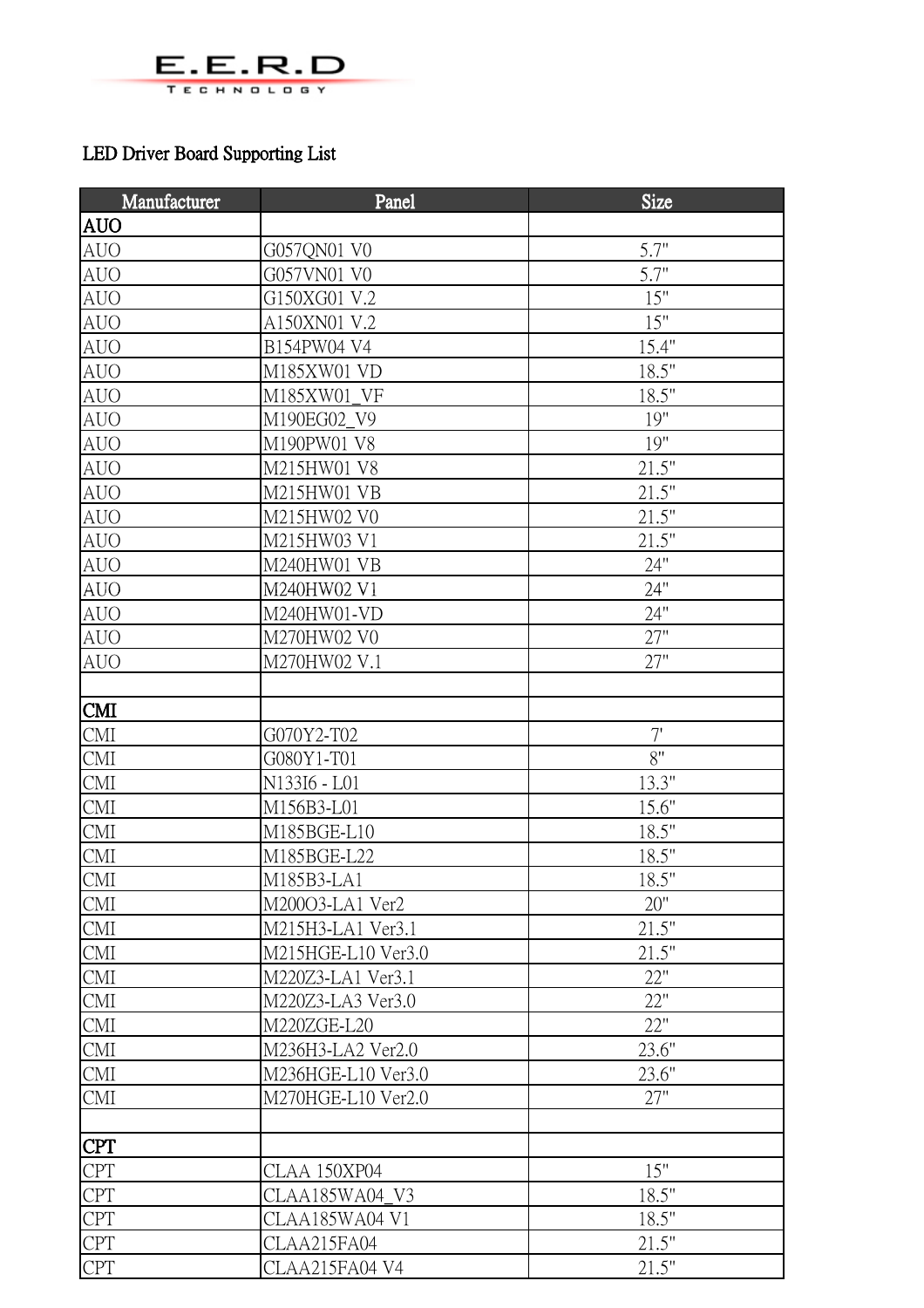E.E.R.D TECHNOLOGY

LED Driver Board Supporting List

| Manufacturer | Panel | Size |
|---|---|---|
| **AUO** | | |
| AUO | G057QN01 V0 | 5.7" |
| AUO | G057VN01 V0 | 5.7" |
| AUO | G150XG01 V.2 | 15" |
| AUO | A150XN01 V.2 | 15" |
| AUO | B154PW04 V4 | 15.4" |
| AUO | M185XW01 VD | 18.5" |
| AUO | M185XW01_VF | 18.5" |
| AUO | M190EG02_V9 | 19" |
| AUO | M190PW01 V8 | 19" |
| AUO | M215HW01 V8 | 21.5" |
| AUO | M215HW01 VB | 21.5" |
| AUO | M215HW02 V0 | 21.5" |
| AUO | M215HW03 V1 | 21.5" |
| AUO | M240HW01 VB | 24" |
| AUO | M240HW02 V1 | 24" |
| AUO | M240HW01-VD | 24" |
| AUO | M270HW02 V0 | 27" |
| AUO | M270HW02 V.1 | 27" |
| | | |
| **CMI** | | |
| CMI | G070Y2-T02 | 7' |
| CMI | G080Y1-T01 | 8" |
| CMI | N133I6 - L01 | 13.3" |
| CMI | M156B3-L01 | 15.6" |
| CMI | M185BGE-L10 | 18.5" |
| CMI | M185BGE-L22 | 18.5" |
| CMI | M185B3-LA1 | 18.5" |
| CMI | M200O3-LA1 Ver2 | 20" |
| CMI | M215H3-LA1 Ver3.1 | 21.5" |
| CMI | M215HGE-L10 Ver3.0 | 21.5" |
| CMI | M220Z3-LA1 Ver3.1 | 22" |
| CMI | M220Z3-LA3 Ver3.0 | 22" |
| CMI | M220ZGE-L20 | 22" |
| CMI | M236H3-LA2 Ver2.0 | 23.6" |
| CMI | M236HGE-L10 Ver3.0 | 23.6" |
| CMI | M270HGE-L10 Ver2.0 | 27" |
| | | |
| **CPT** | | |
| CPT | CLAA 150XP04 | 15" |
| CPT | CLAA185WA04_V3 | 18.5" |
| CPT | CLAA185WA04 V1 | 18.5" |
| CPT | CLAA215FA04 | 21.5" |
| CPT | CLAA215FA04 V4 | 21.5" |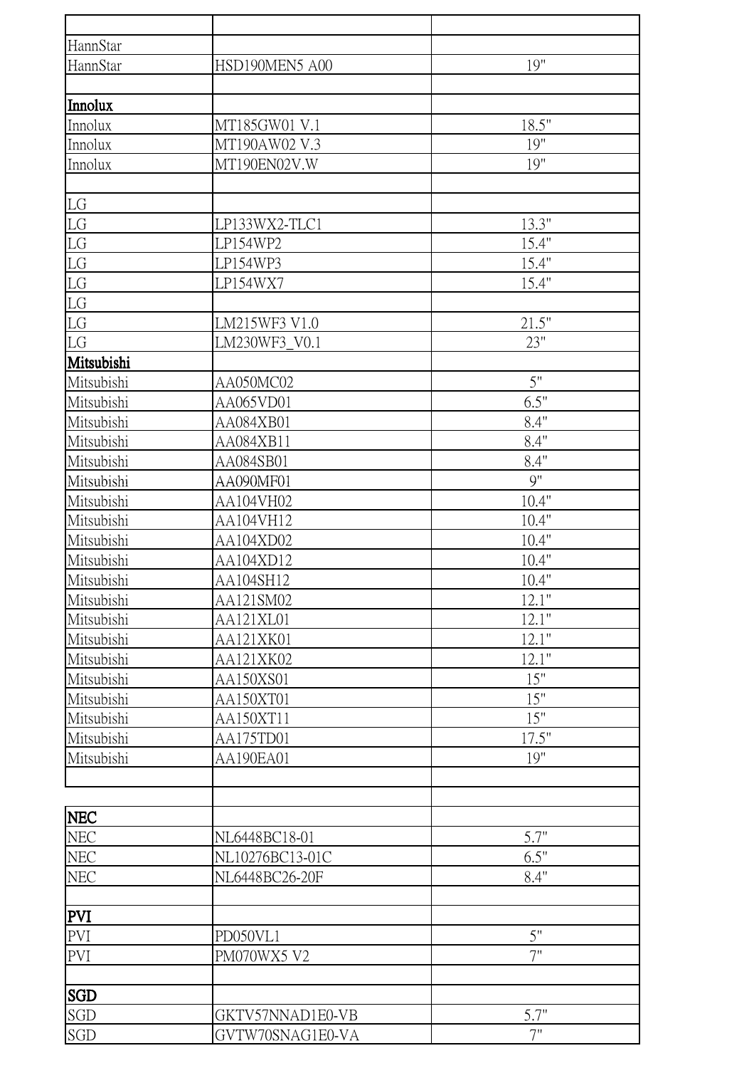| | | |
|---|---|---|
| HannStar | | |
| HannStar | HSD190MEN5 A00 | 19" |
| | | |
| **Innolux** | | |
| Innolux | MT185GW01 V.1 | 18.5" |
| Innolux | MT190AW02 V.3 | 19" |
| Innolux | MT190EN02V.W | 19" |
| | | |
| LG | | |
| LG | LP133WX2-TLC1 | 13.3" |
| LG | LP154WP2 | 15.4" |
| LG | LP154WP3 | 15.4" |
| LG | LP154WX7 | 15.4" |
| LG | | |
| LG | LM215WF3 V1.0 | 21.5" |
| LG | LM230WF3_V0.1 | 23" |
| **Mitsubishi** | | |
| Mitsubishi | AA050MC02 | 5" |
| Mitsubishi | AA065VD01 | 6.5" |
| Mitsubishi | AA084XB01 | 8.4" |
| Mitsubishi | AA084XB11 | 8.4" |
| Mitsubishi | AA084SB01 | 8.4" |
| Mitsubishi | AA090MF01 | 9" |
| Mitsubishi | AA104VH02 | 10.4" |
| Mitsubishi | AA104VH12 | 10.4" |
| Mitsubishi | AA104XD02 | 10.4" |
| Mitsubishi | AA104XD12 | 10.4" |
| Mitsubishi | AA104SH12 | 10.4" |
| Mitsubishi | AA121SM02 | 12.1" |
| Mitsubishi | AA121XL01 | 12.1" |
| Mitsubishi | AA121XK01 | 12.1" |
| Mitsubishi | AA121XK02 | 12.1" |
| Mitsubishi | AA150XS01 | 15" |
| Mitsubishi | AA150XT01 | 15" |
| Mitsubishi | AA150XT11 | 15" |
| Mitsubishi | AA175TD01 | 17.5" |
| Mitsubishi | AA190EA01 | 19" |
| | | |
| | | |
| **NEC** | | |
| NEC | NL6448BC18-01 | 5.7" |
| NEC | NL10276BC13-01C | 6.5" |
| NEC | NL6448BC26-20F | 8.4" |
| | | |
| **PVI** | | |
| PVI | PD050VL1 | 5" |
| PVI | PM070WX5 V2 | 7" |
| | | |
| **SGD** | | |
| SGD | GKTV57NNAD1E0-VB | 5.7" |
| SGD | GVTW70SNAG1E0-VA | 7" |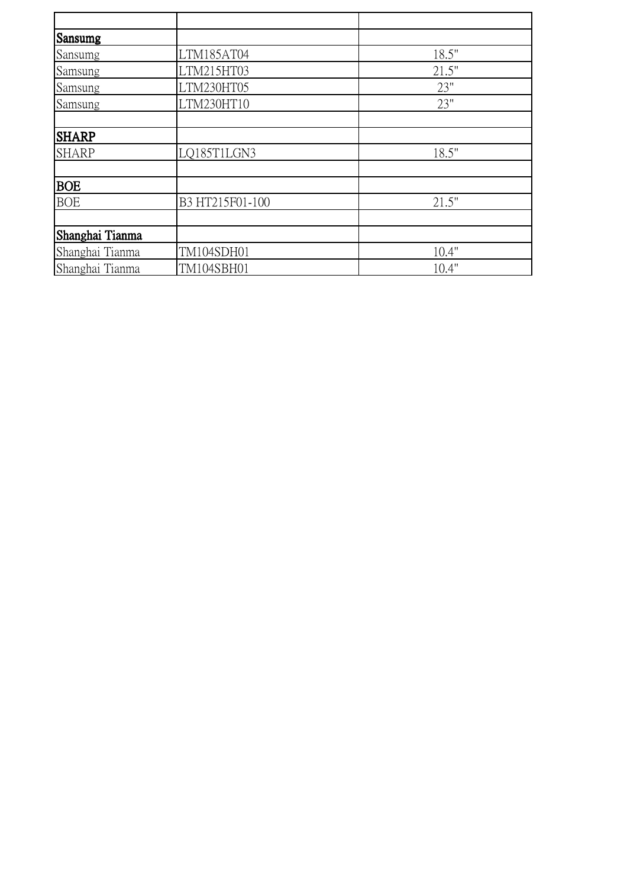| | | |
|---|---|---|
| | | |
| **Sansumg** | | |
| Sansumg | LTM185AT04 | 18.5" |
| Samsung | LTM215HT03 | 21.5" |
| Samsung | LTM230HT05 | 23" |
| Samsung | LTM230HT10 | 23" |
| | | |
| **SHARP** | | |
| SHARP | LQ185T1LGN3 | 18.5" |
| | | |
| **BOE** | | |
| BOE | B3 HT215F01-100 | 21.5" |
| | | |
| **Shanghai Tianma** | | |
| Shanghai Tianma | TM104SDH01 | 10.4" |
| Shanghai Tianma | TM104SBH01 | 10.4" |